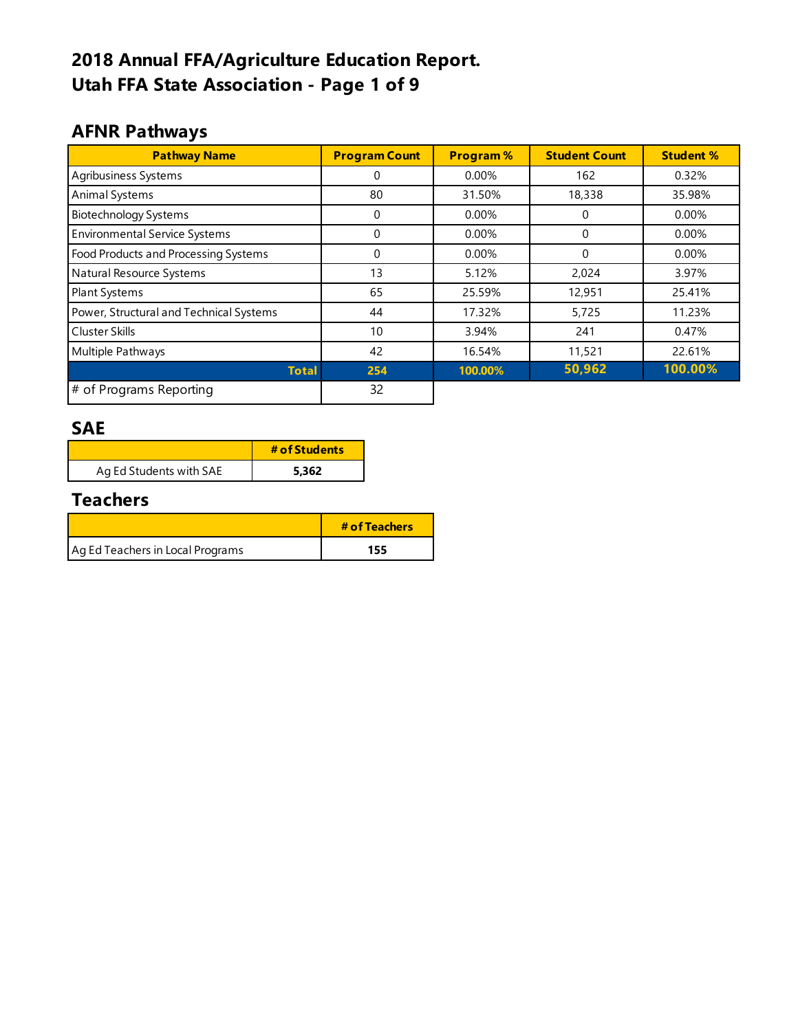# 2018 Annual FFA/Agriculture Education Report.
# Utah FFA State Association - Page 1 of 9

## AFNR Pathways

| Pathway Name | Program Count | Program % | Student Count | Student % |
|---|---|---|---|---|
| Agribusiness Systems | 0 | 0.00% | 162 | 0.32% |
| Animal Systems | 80 | 31.50% | 18,338 | 35.98% |
| Biotechnology Systems | 0 | 0.00% | 0 | 0.00% |
| Environmental Service Systems | 0 | 0.00% | 0 | 0.00% |
| Food Products and Processing Systems | 0 | 0.00% | 0 | 0.00% |
| Natural Resource Systems | 13 | 5.12% | 2,024 | 3.97% |
| Plant Systems | 65 | 25.59% | 12,951 | 25.41% |
| Power, Structural and Technical Systems | 44 | 17.32% | 5,725 | 11.23% |
| Cluster Skills | 10 | 3.94% | 241 | 0.47% |
| Multiple Pathways | 42 | 16.54% | 11,521 | 22.61% |
| **Total** | **254** | **100.00%** | **50,962** | **100.00%** |
| # of Programs Reporting | 32 | | | |

## SAE

| | # of Students |
|---|---|
| Ag Ed Students with SAE | **5,362** |

## Teachers

| | # of Teachers |
|---|---|
| Ag Ed Teachers in Local Programs | **155** |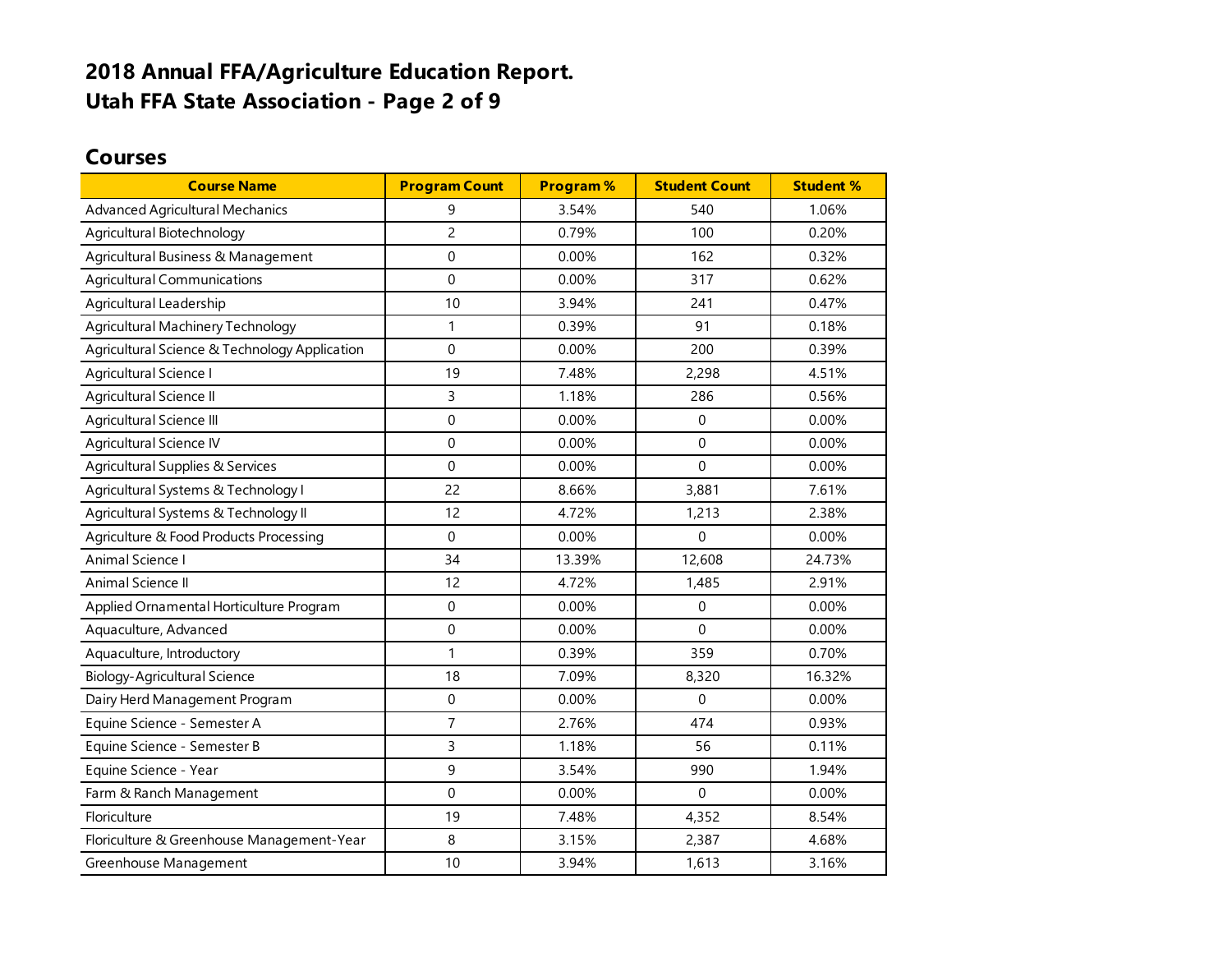# 2018 Annual FFA/Agriculture Education Report.
# Utah FFA State Association - Page 2 of 9

## Courses

| Course Name | Program Count | Program % | Student Count | Student % |
|---|---|---|---|---|
| Advanced Agricultural Mechanics | 9 | 3.54% | 540 | 1.06% |
| Agricultural Biotechnology | 2 | 0.79% | 100 | 0.20% |
| Agricultural Business & Management | 0 | 0.00% | 162 | 0.32% |
| Agricultural Communications | 0 | 0.00% | 317 | 0.62% |
| Agricultural Leadership | 10 | 3.94% | 241 | 0.47% |
| Agricultural Machinery Technology | 1 | 0.39% | 91 | 0.18% |
| Agricultural Science & Technology Application | 0 | 0.00% | 200 | 0.39% |
| Agricultural Science I | 19 | 7.48% | 2,298 | 4.51% |
| Agricultural Science II | 3 | 1.18% | 286 | 0.56% |
| Agricultural Science III | 0 | 0.00% | 0 | 0.00% |
| Agricultural Science IV | 0 | 0.00% | 0 | 0.00% |
| Agricultural Supplies & Services | 0 | 0.00% | 0 | 0.00% |
| Agricultural Systems & Technology I | 22 | 8.66% | 3,881 | 7.61% |
| Agricultural Systems & Technology II | 12 | 4.72% | 1,213 | 2.38% |
| Agriculture & Food Products Processing | 0 | 0.00% | 0 | 0.00% |
| Animal Science I | 34 | 13.39% | 12,608 | 24.73% |
| Animal Science II | 12 | 4.72% | 1,485 | 2.91% |
| Applied Ornamental Horticulture Program | 0 | 0.00% | 0 | 0.00% |
| Aquaculture, Advanced | 0 | 0.00% | 0 | 0.00% |
| Aquaculture, Introductory | 1 | 0.39% | 359 | 0.70% |
| Biology-Agricultural Science | 18 | 7.09% | 8,320 | 16.32% |
| Dairy Herd Management Program | 0 | 0.00% | 0 | 0.00% |
| Equine Science - Semester A | 7 | 2.76% | 474 | 0.93% |
| Equine Science - Semester B | 3 | 1.18% | 56 | 0.11% |
| Equine Science - Year | 9 | 3.54% | 990 | 1.94% |
| Farm & Ranch Management | 0 | 0.00% | 0 | 0.00% |
| Floriculture | 19 | 7.48% | 4,352 | 8.54% |
| Floriculture & Greenhouse Management-Year | 8 | 3.15% | 2,387 | 4.68% |
| Greenhouse Management | 10 | 3.94% | 1,613 | 3.16% |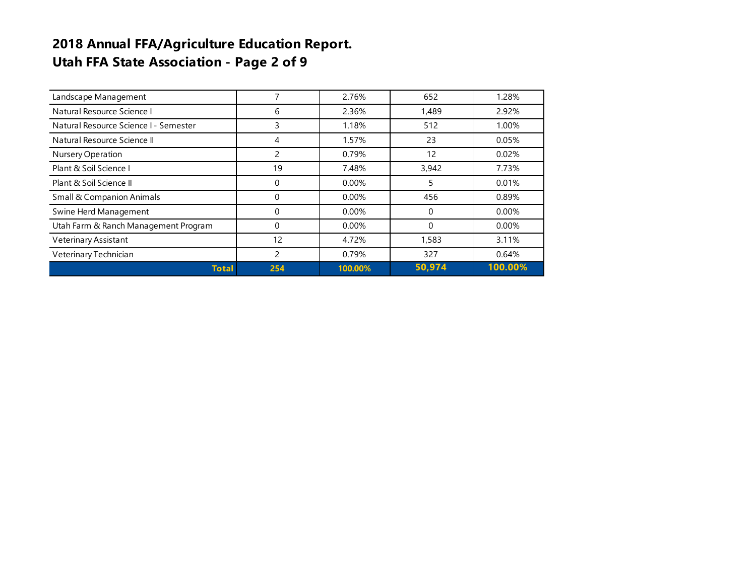# 2018 Annual FFA/Agriculture Education Report.
## Utah FFA State Association - Page 2 of 9

| | | | | |
|---|---|---|---|---|
| Landscape Management | 7 | 2.76% | 652 | 1.28% |
| Natural Resource Science I | 6 | 2.36% | 1,489 | 2.92% |
| Natural Resource Science I - Semester | 3 | 1.18% | 512 | 1.00% |
| Natural Resource Science II | 4 | 1.57% | 23 | 0.05% |
| Nursery Operation | 2 | 0.79% | 12 | 0.02% |
| Plant & Soil Science I | 19 | 7.48% | 3,942 | 7.73% |
| Plant & Soil Science II | 0 | 0.00% | 5 | 0.01% |
| Small & Companion Animals | 0 | 0.00% | 456 | 0.89% |
| Swine Herd Management | 0 | 0.00% | 0 | 0.00% |
| Utah Farm & Ranch Management Program | 0 | 0.00% | 0 | 0.00% |
| Veterinary Assistant | 12 | 4.72% | 1,583 | 3.11% |
| Veterinary Technician | 2 | 0.79% | 327 | 0.64% |
| **Total** | **254** | **100.00%** | **50,974** | **100.00%** |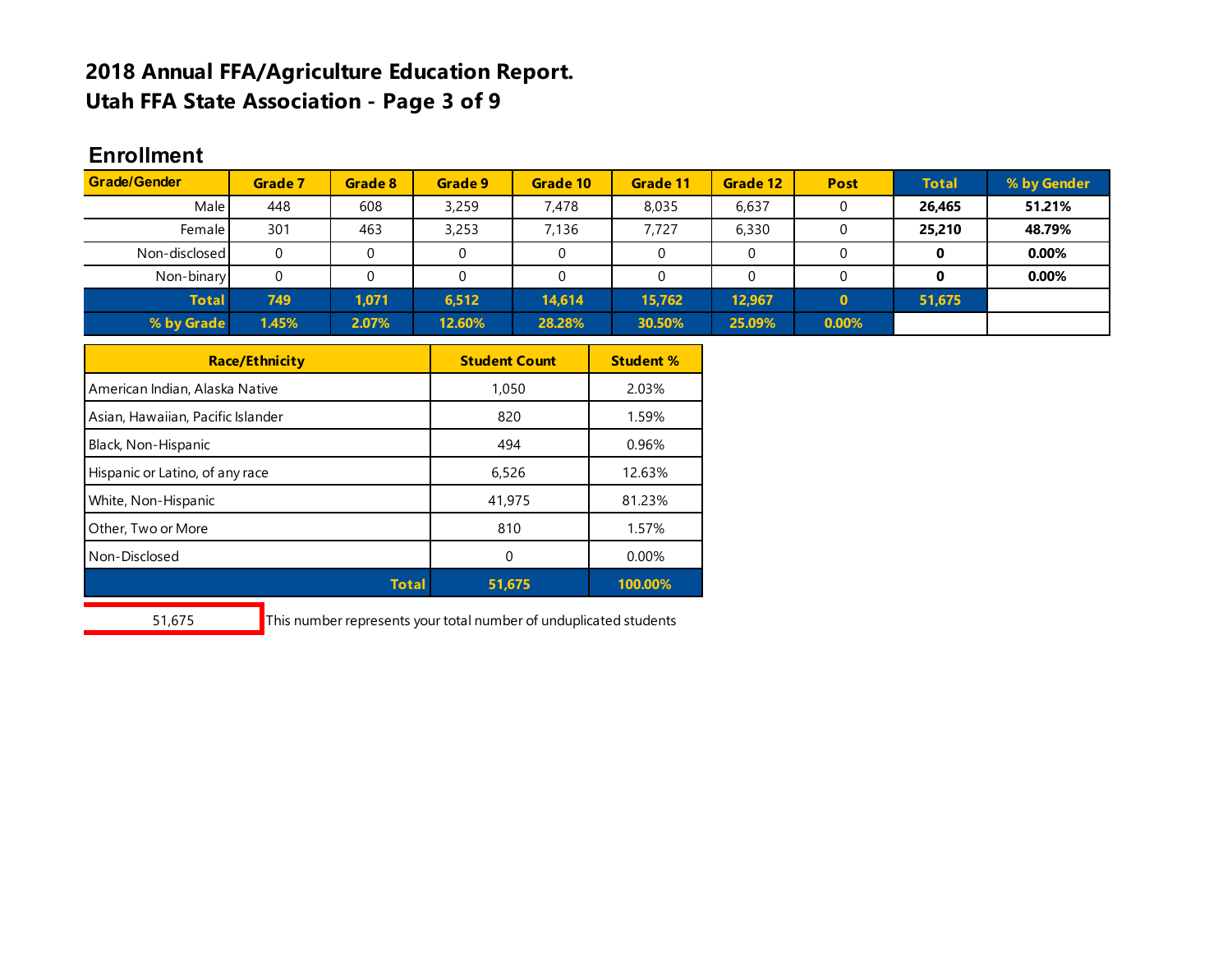# 2018 Annual FFA/Agriculture Education Report.
# Utah FFA State Association - Page 3 of 9

## Enrollment

| Grade/Gender | Grade 7 | Grade 8 | Grade 9 | Grade 10 | Grade 11 | Grade 12 | Post | Total | % by Gender |
|---|---|---|---|---|---|---|---|---|---|
| Male | 448 | 608 | 3,259 | 7,478 | 8,035 | 6,637 | 0 | **26,465** | **51.21%** |
| Female | 301 | 463 | 3,253 | 7,136 | 7,727 | 6,330 | 0 | **25,210** | **48.79%** |
| Non-disclosed | 0 | 0 | 0 | 0 | 0 | 0 | 0 | **0** | **0.00%** |
| Non-binary | 0 | 0 | 0 | 0 | 0 | 0 | 0 | **0** | **0.00%** |
| **Total** | **749** | **1,071** | **6,512** | **14,614** | **15,762** | **12,967** | **0** | **51,675** | |
| **% by Grade** | **1.45%** | **2.07%** | **12.60%** | **28.28%** | **30.50%** | **25.09%** | **0.00%** | | |

| Race/Ethnicity | Student Count | Student % |
|---|---|---|
| American Indian, Alaska Native | 1,050 | 2.03% |
| Asian, Hawaiian, Pacific Islander | 820 | 1.59% |
| Black, Non-Hispanic | 494 | 0.96% |
| Hispanic or Latino, of any race | 6,526 | 12.63% |
| White, Non-Hispanic | 41,975 | 81.23% |
| Other, Two or More | 810 | 1.57% |
| Non-Disclosed | 0 | 0.00% |
| **Total** | **51,675** | **100.00%** |

51,675 — This number represents your total number of unduplicated students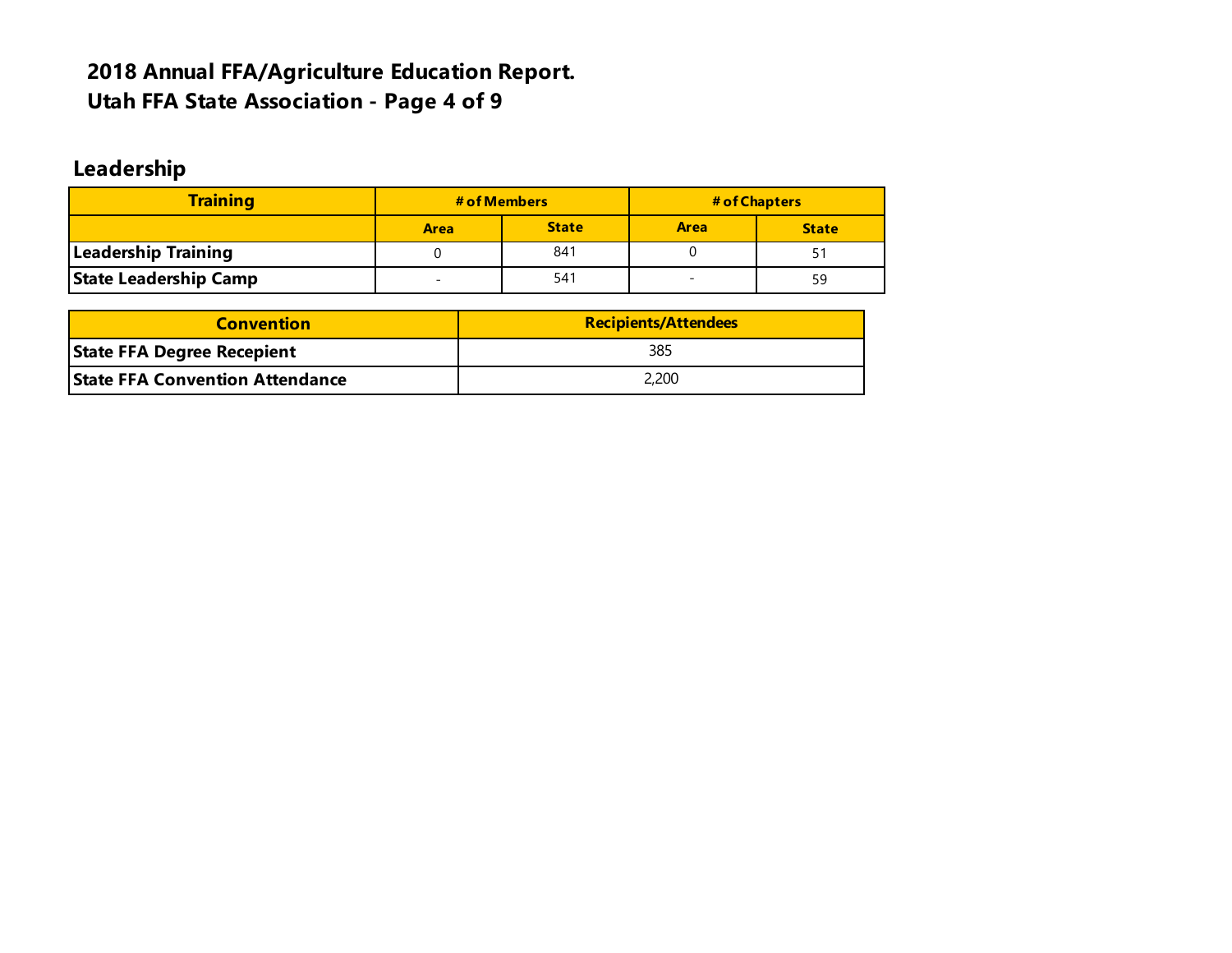## 2018 Annual FFA/Agriculture Education Report.
## Utah FFA State Association - Page 4 of 9

### Leadership

| Training | # of Members | | # of Chapters | |
|---|---|---|---|---|
| | Area | State | Area | State |
| Leadership Training | 0 | 841 | 0 | 51 |
| State Leadership Camp | - | 541 | - | 59 |

| Convention | Recipients/Attendees |
|---|---|
| State FFA Degree Recepient | 385 |
| State FFA Convention Attendance | 2,200 |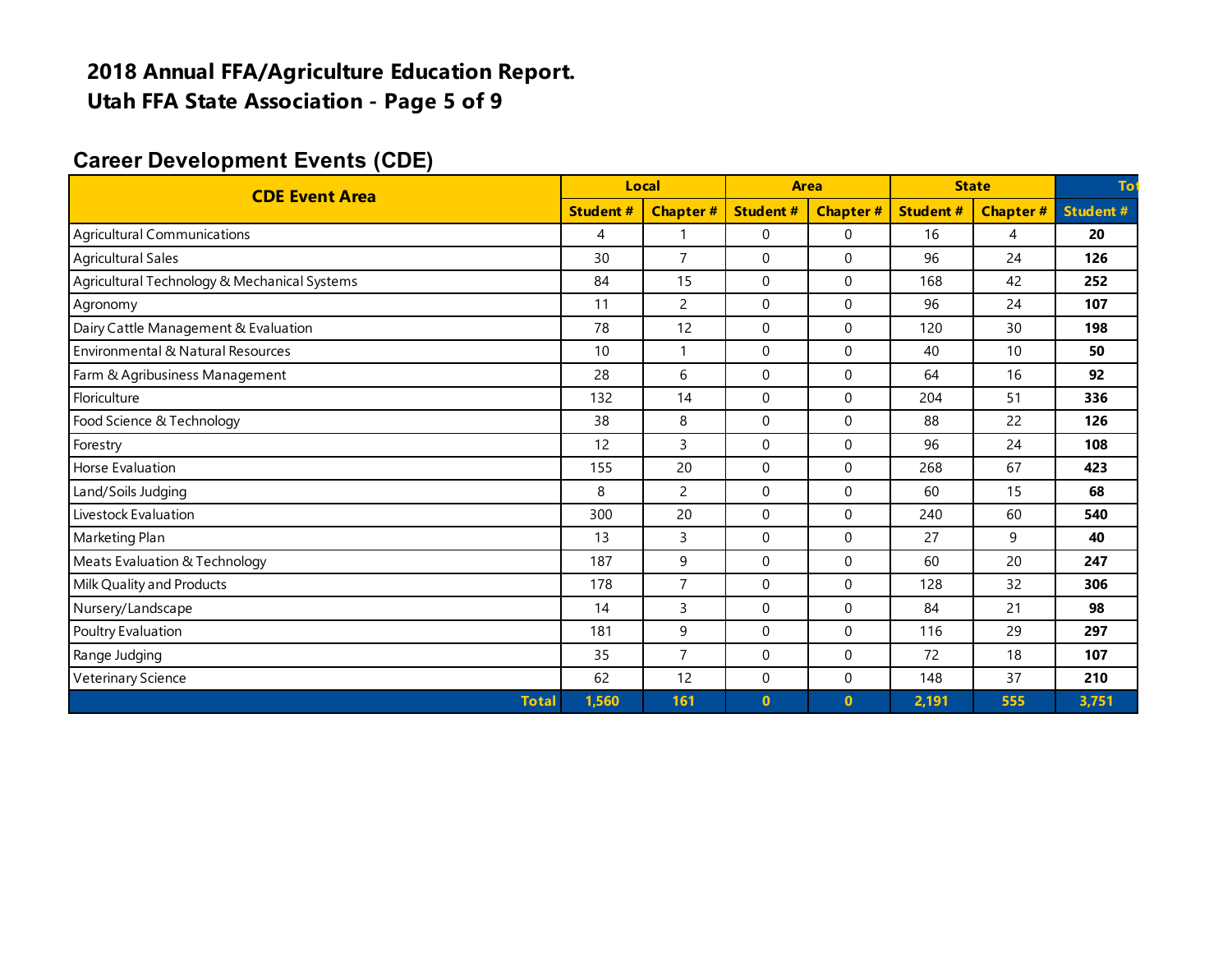# 2018 Annual FFA/Agriculture Education Report.
# Utah FFA State Association - Page 5 of 9

## Career Development Events (CDE)

| CDE Event Area | Local | | Area | | State | | To |
|---|---|---|---|---|---|---|---|
| | Student # | Chapter # | Student # | Chapter # | Student # | Chapter # | Student # |
| Agricultural Communications | 4 | 1 | 0 | 0 | 16 | 4 | **20** |
| Agricultural Sales | 30 | 7 | 0 | 0 | 96 | 24 | **126** |
| Agricultural Technology & Mechanical Systems | 84 | 15 | 0 | 0 | 168 | 42 | **252** |
| Agronomy | 11 | 2 | 0 | 0 | 96 | 24 | **107** |
| Dairy Cattle Management & Evaluation | 78 | 12 | 0 | 0 | 120 | 30 | **198** |
| Environmental & Natural Resources | 10 | 1 | 0 | 0 | 40 | 10 | **50** |
| Farm & Agribusiness Management | 28 | 6 | 0 | 0 | 64 | 16 | **92** |
| Floriculture | 132 | 14 | 0 | 0 | 204 | 51 | **336** |
| Food Science & Technology | 38 | 8 | 0 | 0 | 88 | 22 | **126** |
| Forestry | 12 | 3 | 0 | 0 | 96 | 24 | **108** |
| Horse Evaluation | 155 | 20 | 0 | 0 | 268 | 67 | **423** |
| Land/Soils Judging | 8 | 2 | 0 | 0 | 60 | 15 | **68** |
| Livestock Evaluation | 300 | 20 | 0 | 0 | 240 | 60 | **540** |
| Marketing Plan | 13 | 3 | 0 | 0 | 27 | 9 | **40** |
| Meats Evaluation & Technology | 187 | 9 | 0 | 0 | 60 | 20 | **247** |
| Milk Quality and Products | 178 | 7 | 0 | 0 | 128 | 32 | **306** |
| Nursery/Landscape | 14 | 3 | 0 | 0 | 84 | 21 | **98** |
| Poultry Evaluation | 181 | 9 | 0 | 0 | 116 | 29 | **297** |
| Range Judging | 35 | 7 | 0 | 0 | 72 | 18 | **107** |
| Veterinary Science | 62 | 12 | 0 | 0 | 148 | 37 | **210** |
| **Total** | **1,560** | **161** | **0** | **0** | **2,191** | **555** | **3,751** |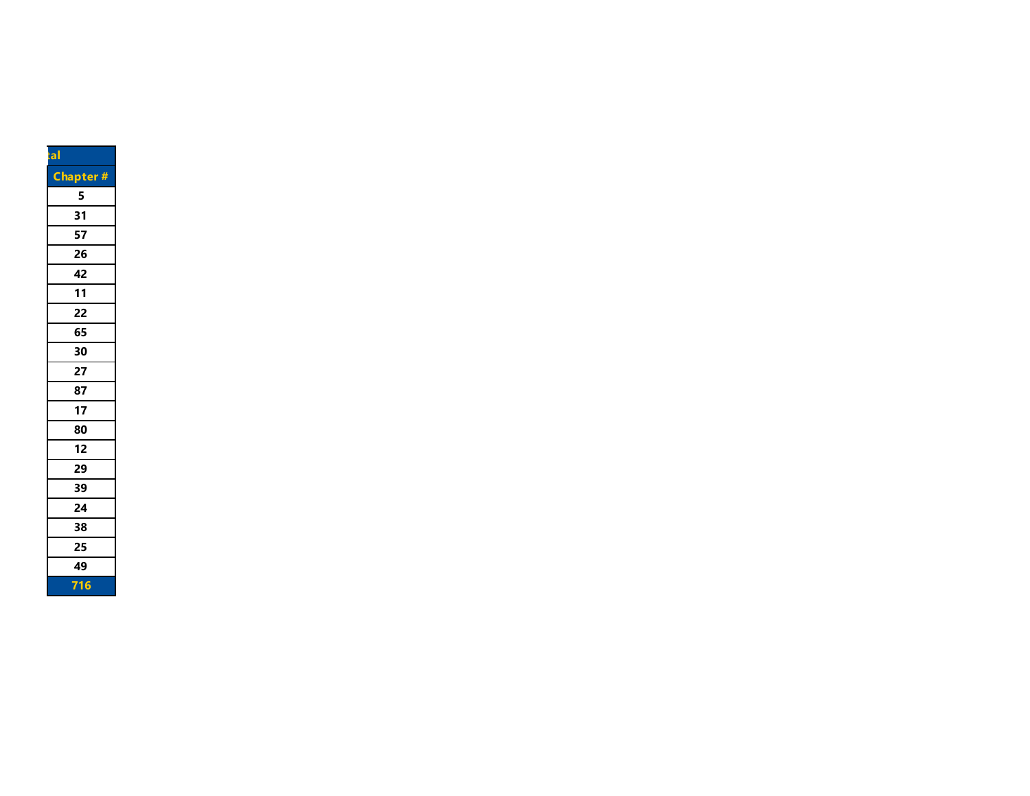| tal |
| --- |
| Chapter # |
| 5 |
| 31 |
| 57 |
| 26 |
| 42 |
| 11 |
| 22 |
| 65 |
| 30 |
| 27 |
| 87 |
| 17 |
| 80 |
| 12 |
| 29 |
| 39 |
| 24 |
| 38 |
| 25 |
| 49 |
| 716 |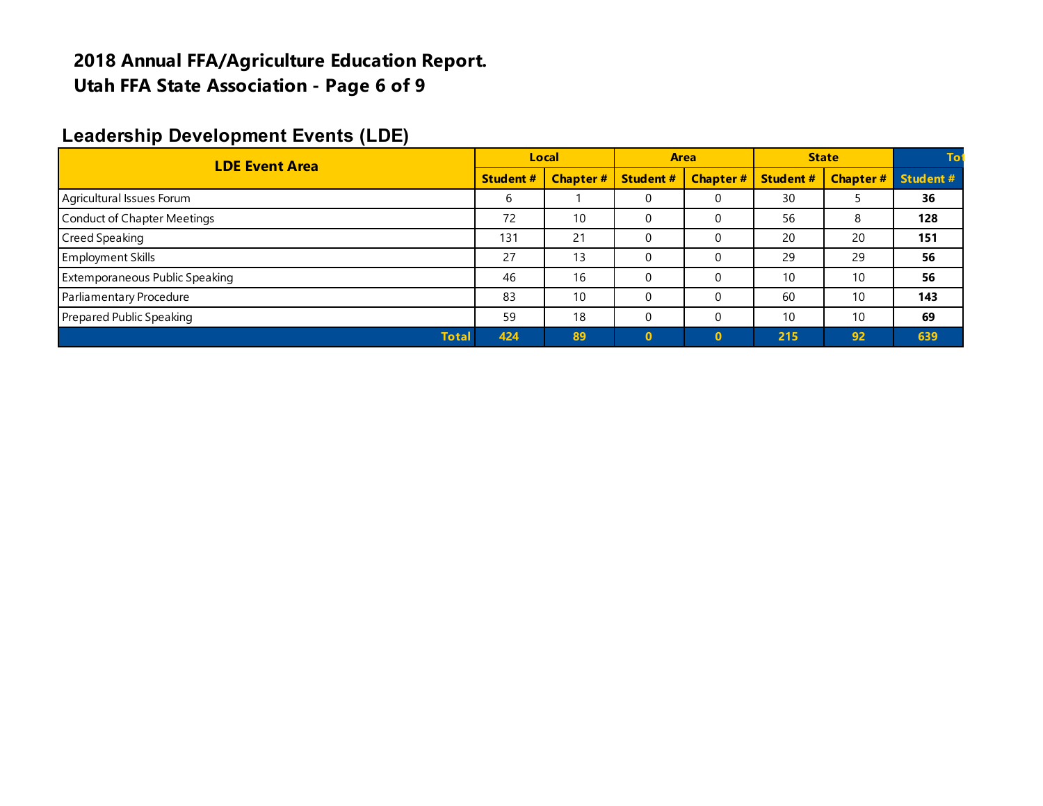**2018 Annual FFA/Agriculture Education Report.**
**Utah FFA State Association - Page 6 of 9**

## Leadership Development Events (LDE)

| LDE Event Area | Local | | Area | | State | | Tot |
|---|---|---|---|---|---|---|---|
| | Student # | Chapter # | Student # | Chapter # | Student # | Chapter # | Student # |
| Agricultural Issues Forum | 6 | 1 | 0 | 0 | 30 | 5 | **36** |
| Conduct of Chapter Meetings | 72 | 10 | 0 | 0 | 56 | 8 | **128** |
| Creed Speaking | 131 | 21 | 0 | 0 | 20 | 20 | **151** |
| Employment Skills | 27 | 13 | 0 | 0 | 29 | 29 | **56** |
| Extemporaneous Public Speaking | 46 | 16 | 0 | 0 | 10 | 10 | **56** |
| Parliamentary Procedure | 83 | 10 | 0 | 0 | 60 | 10 | **143** |
| Prepared Public Speaking | 59 | 18 | 0 | 0 | 10 | 10 | **69** |
| **Total** | **424** | **89** | **0** | **0** | **215** | **92** | **639** |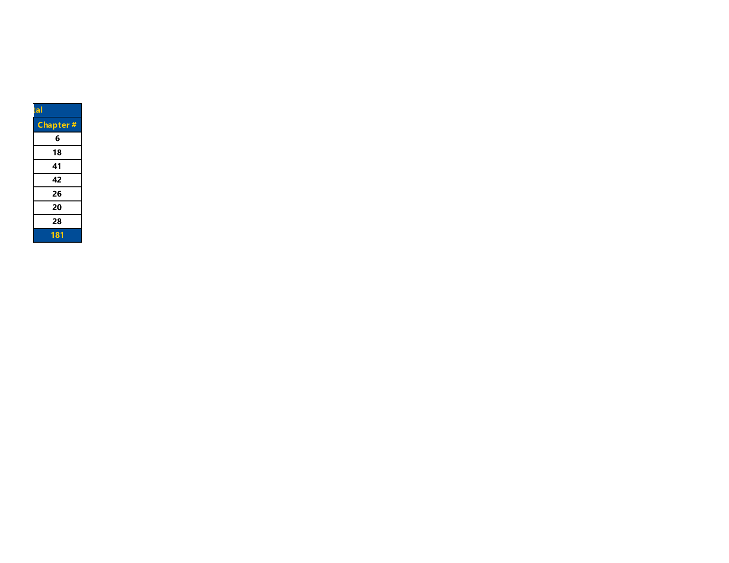| tal |
| --- |
| Chapter # |
| 6 |
| 18 |
| 41 |
| 42 |
| 26 |
| 20 |
| 28 |
| 181 |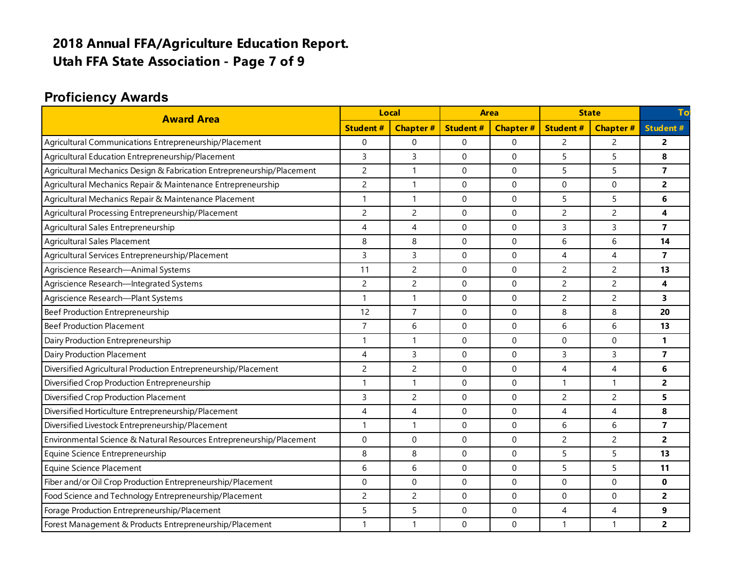# 2018 Annual FFA/Agriculture Education Report.
# Utah FFA State Association - Page 7 of 9

## Proficiency Awards

| Award Area | Local | | Area | | State | | To |
|---|---|---|---|---|---|---|---|
| | Student # | Chapter # | Student # | Chapter # | Student # | Chapter # | Student # |
| Agricultural Communications Entrepreneurship/Placement | 0 | 0 | 0 | 0 | 2 | 2 | **2** |
| Agricultural Education Entrepreneurship/Placement | 3 | 3 | 0 | 0 | 5 | 5 | **8** |
| Agricultural Mechanics Design & Fabrication Entrepreneurship/Placement | 2 | 1 | 0 | 0 | 5 | 5 | **7** |
| Agricultural Mechanics Repair & Maintenance Entrepreneurship | 2 | 1 | 0 | 0 | 0 | 0 | **2** |
| Agricultural Mechanics Repair & Maintenance Placement | 1 | 1 | 0 | 0 | 5 | 5 | **6** |
| Agricultural Processing Entrepreneurship/Placement | 2 | 2 | 0 | 0 | 2 | 2 | **4** |
| Agricultural Sales Entrepreneurship | 4 | 4 | 0 | 0 | 3 | 3 | **7** |
| Agricultural Sales Placement | 8 | 8 | 0 | 0 | 6 | 6 | **14** |
| Agricultural Services Entrepreneurship/Placement | 3 | 3 | 0 | 0 | 4 | 4 | **7** |
| Agriscience Research—Animal Systems | 11 | 2 | 0 | 0 | 2 | 2 | **13** |
| Agriscience Research—Integrated Systems | 2 | 2 | 0 | 0 | 2 | 2 | **4** |
| Agriscience Research—Plant Systems | 1 | 1 | 0 | 0 | 2 | 2 | **3** |
| Beef Production Entrepreneurship | 12 | 7 | 0 | 0 | 8 | 8 | **20** |
| Beef Production Placement | 7 | 6 | 0 | 0 | 6 | 6 | **13** |
| Dairy Production Entrepreneurship | 1 | 1 | 0 | 0 | 0 | 0 | **1** |
| Dairy Production Placement | 4 | 3 | 0 | 0 | 3 | 3 | **7** |
| Diversified Agricultural Production Entrepreneurship/Placement | 2 | 2 | 0 | 0 | 4 | 4 | **6** |
| Diversified Crop Production Entrepreneurship | 1 | 1 | 0 | 0 | 1 | 1 | **2** |
| Diversified Crop Production Placement | 3 | 2 | 0 | 0 | 2 | 2 | **5** |
| Diversified Horticulture Entrepreneurship/Placement | 4 | 4 | 0 | 0 | 4 | 4 | **8** |
| Diversified Livestock Entrepreneurship/Placement | 1 | 1 | 0 | 0 | 6 | 6 | **7** |
| Environmental Science & Natural Resources Entrepreneurship/Placement | 0 | 0 | 0 | 0 | 2 | 2 | **2** |
| Equine Science Entrepreneurship | 8 | 8 | 0 | 0 | 5 | 5 | **13** |
| Equine Science Placement | 6 | 6 | 0 | 0 | 5 | 5 | **11** |
| Fiber and/or Oil Crop Production Entrepreneurship/Placement | 0 | 0 | 0 | 0 | 0 | 0 | **0** |
| Food Science and Technology Entrepreneurship/Placement | 2 | 2 | 0 | 0 | 0 | 0 | **2** |
| Forage Production Entrepreneurship/Placement | 5 | 5 | 0 | 0 | 4 | 4 | **9** |
| Forest Management & Products Entrepreneurship/Placement | 1 | 1 | 0 | 0 | 1 | 1 | **2** |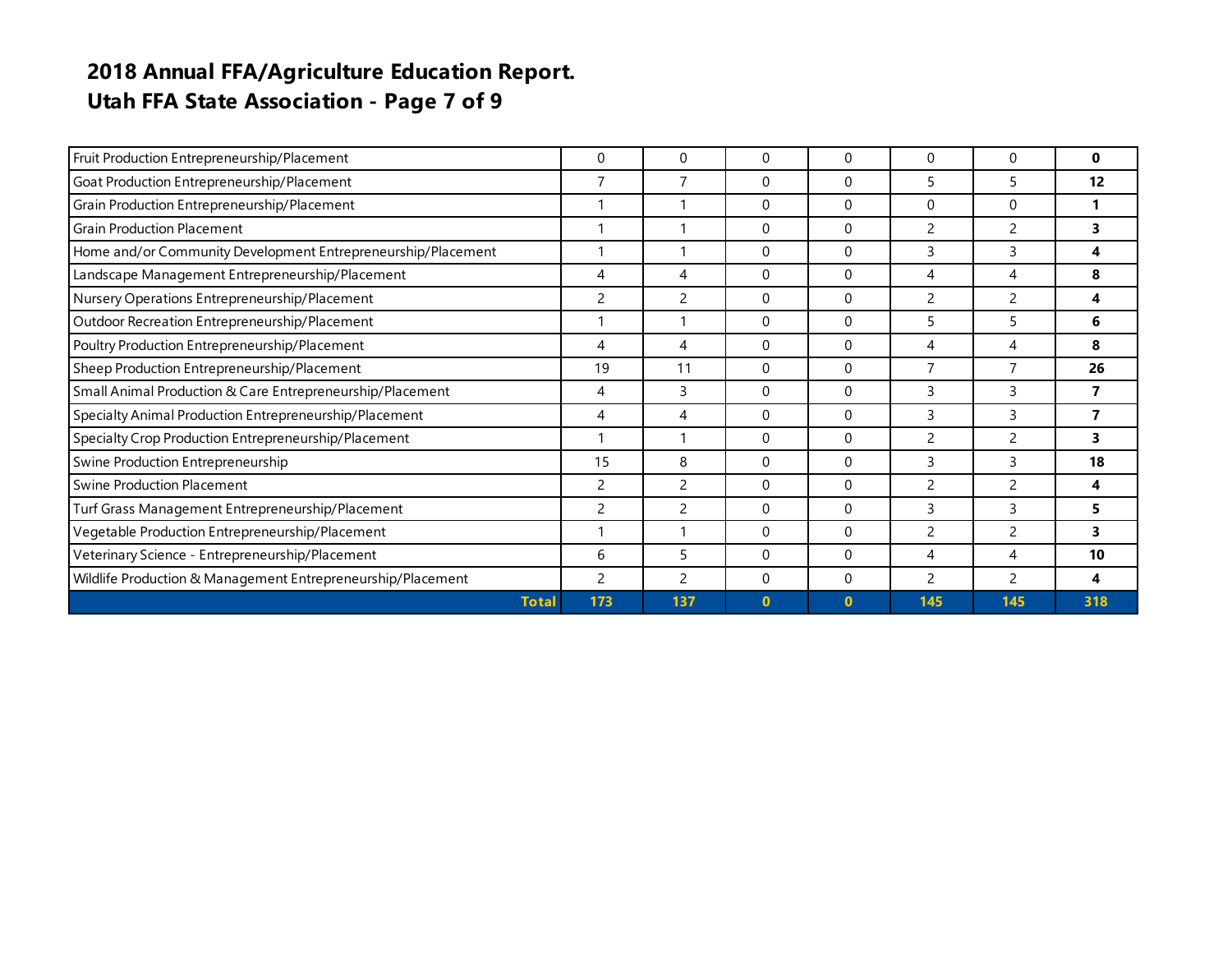# 2018 Annual FFA/Agriculture Education Report.
# Utah FFA State Association - Page 7 of 9

| | | | | | | | |
|---|---|---|---|---|---|---|---|
| Fruit Production Entrepreneurship/Placement | 0 | 0 | 0 | 0 | 0 | 0 | **0** |
| Goat Production Entrepreneurship/Placement | 7 | 7 | 0 | 0 | 5 | 5 | **12** |
| Grain Production Entrepreneurship/Placement | 1 | 1 | 0 | 0 | 0 | 0 | **1** |
| Grain Production Placement | 1 | 1 | 0 | 0 | 2 | 2 | **3** |
| Home and/or Community Development Entrepreneurship/Placement | 1 | 1 | 0 | 0 | 3 | 3 | **4** |
| Landscape Management Entrepreneurship/Placement | 4 | 4 | 0 | 0 | 4 | 4 | **8** |
| Nursery Operations Entrepreneurship/Placement | 2 | 2 | 0 | 0 | 2 | 2 | **4** |
| Outdoor Recreation Entrepreneurship/Placement | 1 | 1 | 0 | 0 | 5 | 5 | **6** |
| Poultry Production Entrepreneurship/Placement | 4 | 4 | 0 | 0 | 4 | 4 | **8** |
| Sheep Production Entrepreneurship/Placement | 19 | 11 | 0 | 0 | 7 | 7 | **26** |
| Small Animal Production & Care Entrepreneurship/Placement | 4 | 3 | 0 | 0 | 3 | 3 | **7** |
| Specialty Animal Production Entrepreneurship/Placement | 4 | 4 | 0 | 0 | 3 | 3 | **7** |
| Specialty Crop Production Entrepreneurship/Placement | 1 | 1 | 0 | 0 | 2 | 2 | **3** |
| Swine Production Entrepreneurship | 15 | 8 | 0 | 0 | 3 | 3 | **18** |
| Swine Production Placement | 2 | 2 | 0 | 0 | 2 | 2 | **4** |
| Turf Grass Management Entrepreneurship/Placement | 2 | 2 | 0 | 0 | 3 | 3 | **5** |
| Vegetable Production Entrepreneurship/Placement | 1 | 1 | 0 | 0 | 2 | 2 | **3** |
| Veterinary Science - Entrepreneurship/Placement | 6 | 5 | 0 | 0 | 4 | 4 | **10** |
| Wildlife Production & Management Entrepreneurship/Placement | 2 | 2 | 0 | 0 | 2 | 2 | **4** |
| **Total** | **173** | **137** | **0** | **0** | **145** | **145** | **318** |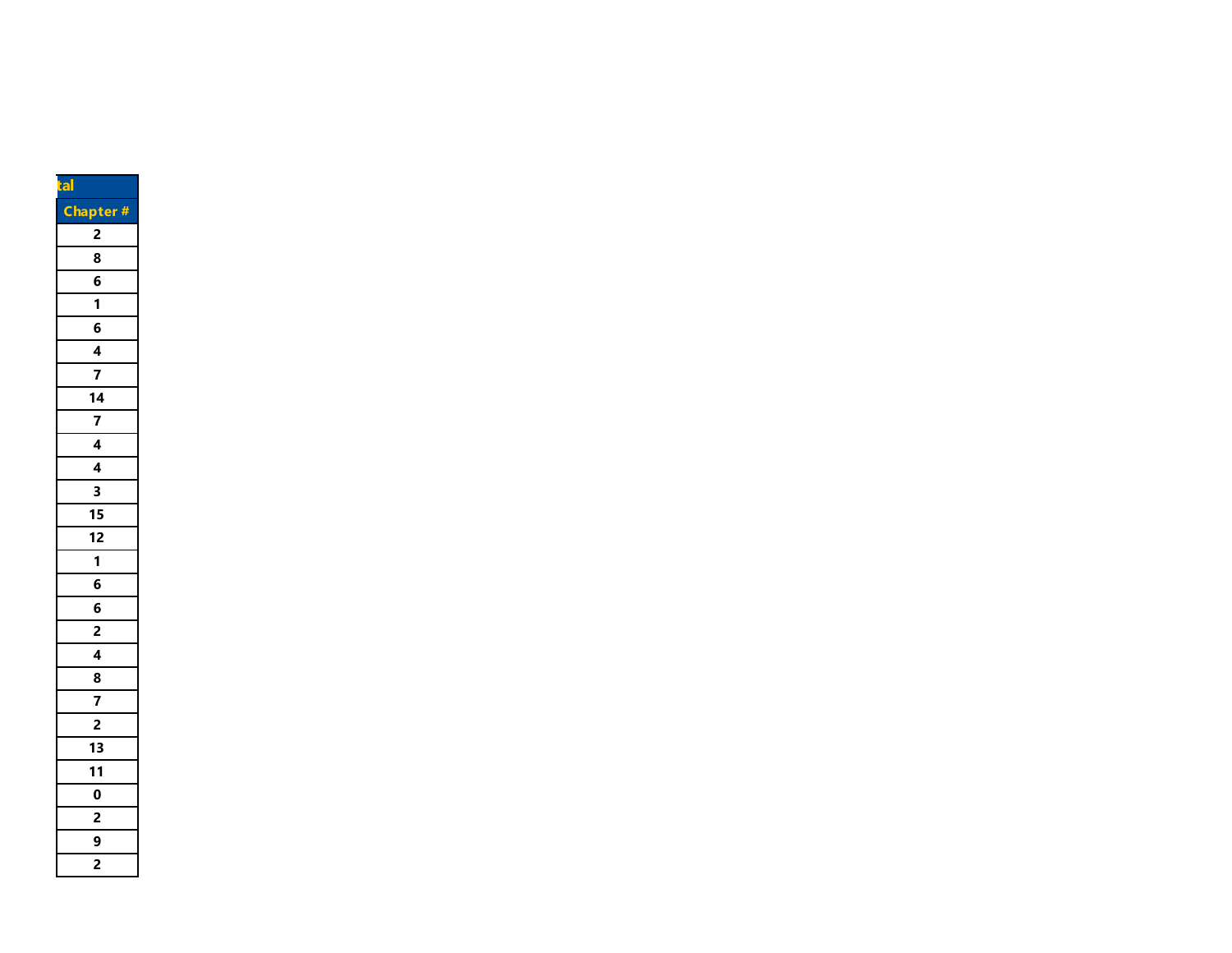| tal |
| --- |
| Chapter # |
| 2 |
| 8 |
| 6 |
| 1 |
| 6 |
| 4 |
| 7 |
| 14 |
| 7 |
| 4 |
| 4 |
| 3 |
| 15 |
| 12 |
| 1 |
| 6 |
| 6 |
| 2 |
| 4 |
| 8 |
| 7 |
| 2 |
| 13 |
| 11 |
| 0 |
| 2 |
| 9 |
| 2 |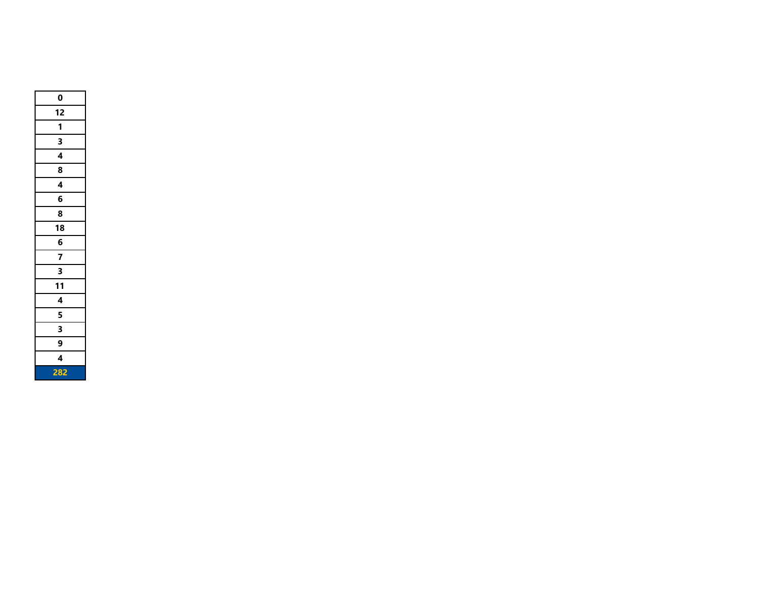| 0 |
| --- |
| 12 |
| 1 |
| 3 |
| 4 |
| 8 |
| 4 |
| 6 |
| 8 |
| 18 |
| 6 |
| 7 |
| 3 |
| 11 |
| 4 |
| 5 |
| 3 |
| 9 |
| 4 |
| **282** |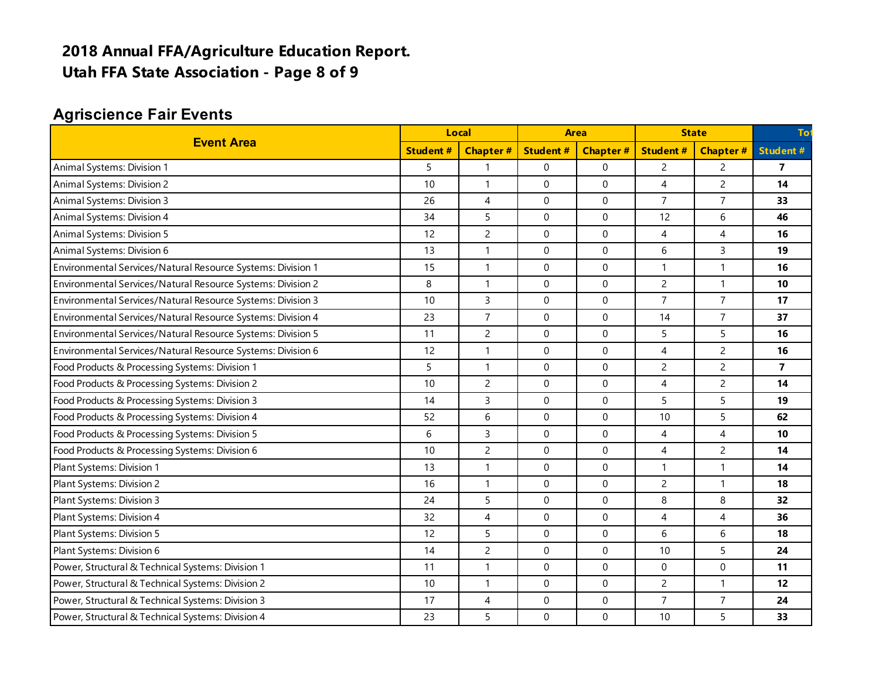# 2018 Annual FFA/Agriculture Education Report.
# Utah FFA State Association - Page 8 of 9

## Agriscience Fair Events

| Event Area | Local | | Area | | State | | To |
|---|---|---|---|---|---|---|---|
| | Student # | Chapter # | Student # | Chapter # | Student # | Chapter # | Student # |
| Animal Systems: Division 1 | 5 | 1 | 0 | 0 | 2 | 2 | **7** |
| Animal Systems: Division 2 | 10 | 1 | 0 | 0 | 4 | 2 | **14** |
| Animal Systems: Division 3 | 26 | 4 | 0 | 0 | 7 | 7 | **33** |
| Animal Systems: Division 4 | 34 | 5 | 0 | 0 | 12 | 6 | **46** |
| Animal Systems: Division 5 | 12 | 2 | 0 | 0 | 4 | 4 | **16** |
| Animal Systems: Division 6 | 13 | 1 | 0 | 0 | 6 | 3 | **19** |
| Environmental Services/Natural Resource Systems: Division 1 | 15 | 1 | 0 | 0 | 1 | 1 | **16** |
| Environmental Services/Natural Resource Systems: Division 2 | 8 | 1 | 0 | 0 | 2 | 1 | **10** |
| Environmental Services/Natural Resource Systems: Division 3 | 10 | 3 | 0 | 0 | 7 | 7 | **17** |
| Environmental Services/Natural Resource Systems: Division 4 | 23 | 7 | 0 | 0 | 14 | 7 | **37** |
| Environmental Services/Natural Resource Systems: Division 5 | 11 | 2 | 0 | 0 | 5 | 5 | **16** |
| Environmental Services/Natural Resource Systems: Division 6 | 12 | 1 | 0 | 0 | 4 | 2 | **16** |
| Food Products & Processing Systems: Division 1 | 5 | 1 | 0 | 0 | 2 | 2 | **7** |
| Food Products & Processing Systems: Division 2 | 10 | 2 | 0 | 0 | 4 | 2 | **14** |
| Food Products & Processing Systems: Division 3 | 14 | 3 | 0 | 0 | 5 | 5 | **19** |
| Food Products & Processing Systems: Division 4 | 52 | 6 | 0 | 0 | 10 | 5 | **62** |
| Food Products & Processing Systems: Division 5 | 6 | 3 | 0 | 0 | 4 | 4 | **10** |
| Food Products & Processing Systems: Division 6 | 10 | 2 | 0 | 0 | 4 | 2 | **14** |
| Plant Systems: Division 1 | 13 | 1 | 0 | 0 | 1 | 1 | **14** |
| Plant Systems: Division 2 | 16 | 1 | 0 | 0 | 2 | 1 | **18** |
| Plant Systems: Division 3 | 24 | 5 | 0 | 0 | 8 | 8 | **32** |
| Plant Systems: Division 4 | 32 | 4 | 0 | 0 | 4 | 4 | **36** |
| Plant Systems: Division 5 | 12 | 5 | 0 | 0 | 6 | 6 | **18** |
| Plant Systems: Division 6 | 14 | 2 | 0 | 0 | 10 | 5 | **24** |
| Power, Structural & Technical Systems: Division 1 | 11 | 1 | 0 | 0 | 0 | 0 | **11** |
| Power, Structural & Technical Systems: Division 2 | 10 | 1 | 0 | 0 | 2 | 1 | **12** |
| Power, Structural & Technical Systems: Division 3 | 17 | 4 | 0 | 0 | 7 | 7 | **24** |
| Power, Structural & Technical Systems: Division 4 | 23 | 5 | 0 | 0 | 10 | 5 | **33** |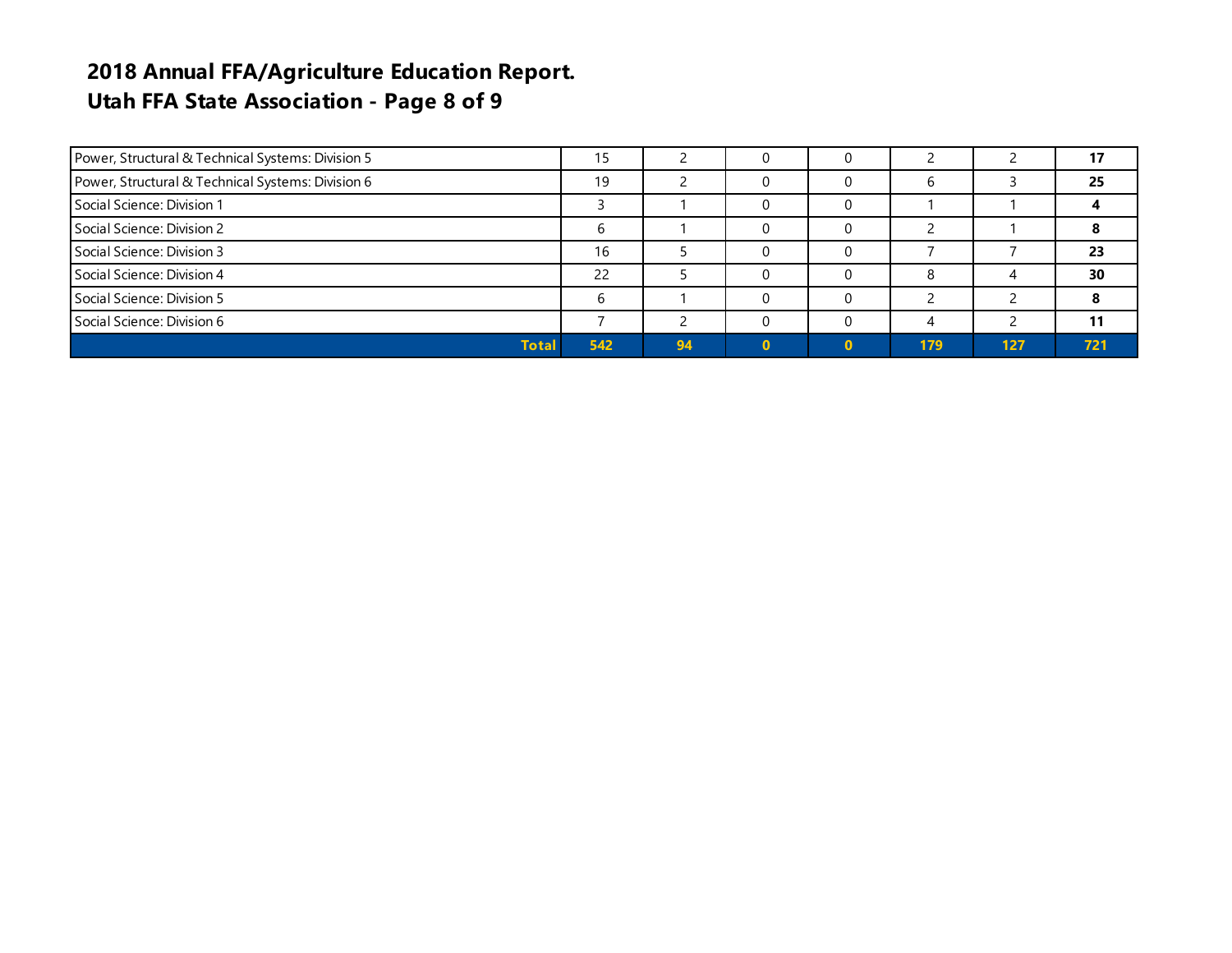# 2018 Annual FFA/Agriculture Education Report.
## Utah FFA State Association - Page 8 of 9

| | | | | | | | |
|---|---|---|---|---|---|---|---|
| Power, Structural & Technical Systems: Division 5 | 15 | 2 | 0 | 0 | 2 | 2 | **17** |
| Power, Structural & Technical Systems: Division 6 | 19 | 2 | 0 | 0 | 6 | 3 | **25** |
| Social Science: Division 1 | 3 | 1 | 0 | 0 | 1 | 1 | **4** |
| Social Science: Division 2 | 6 | 1 | 0 | 0 | 2 | 1 | **8** |
| Social Science: Division 3 | 16 | 5 | 0 | 0 | 7 | 7 | **23** |
| Social Science: Division 4 | 22 | 5 | 0 | 0 | 8 | 4 | **30** |
| Social Science: Division 5 | 6 | 1 | 0 | 0 | 2 | 2 | **8** |
| Social Science: Division 6 | 7 | 2 | 0 | 0 | 4 | 2 | **11** |
| **Total** | **542** | **94** | **0** | **0** | **179** | **127** | **721** |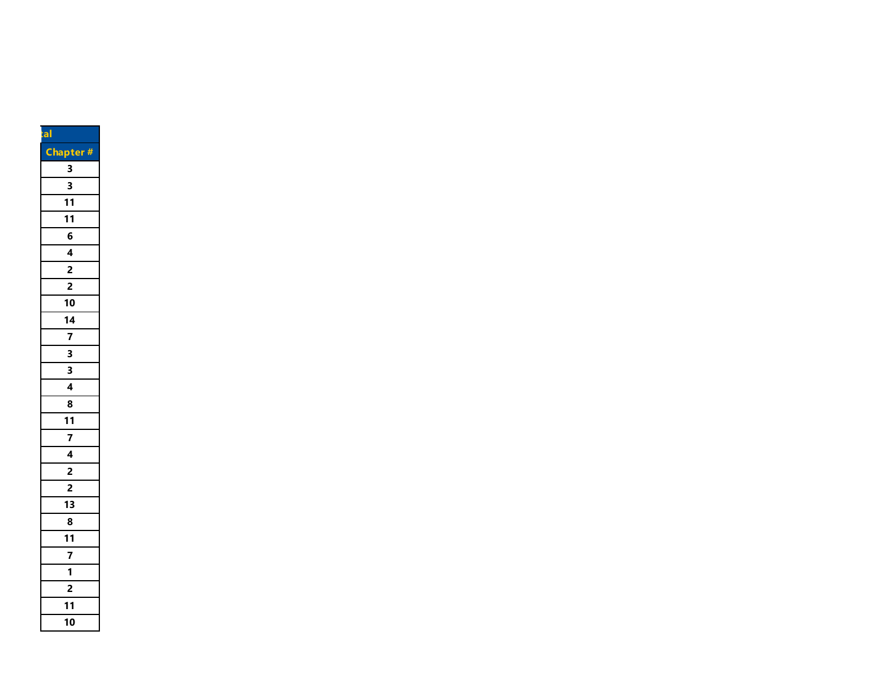| tal |
|---|
| Chapter # |
| 3 |
| 3 |
| 11 |
| 11 |
| 6 |
| 4 |
| 2 |
| 2 |
| 10 |
| 14 |
| 7 |
| 3 |
| 3 |
| 4 |
| 8 |
| 11 |
| 7 |
| 4 |
| 2 |
| 2 |
| 13 |
| 8 |
| 11 |
| 7 |
| 1 |
| 2 |
| 11 |
| 10 |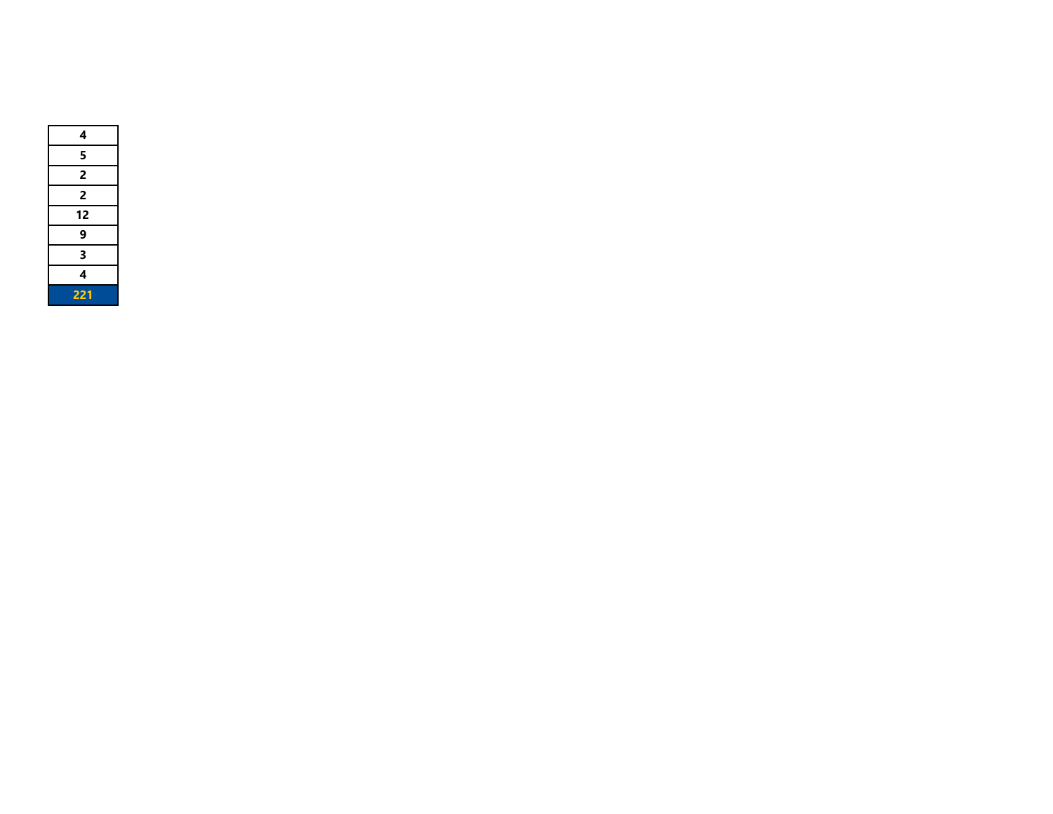| 4 |
| --- |
| 5 |
| 2 |
| 2 |
| 12 |
| 9 |
| 3 |
| 4 |
| **221** |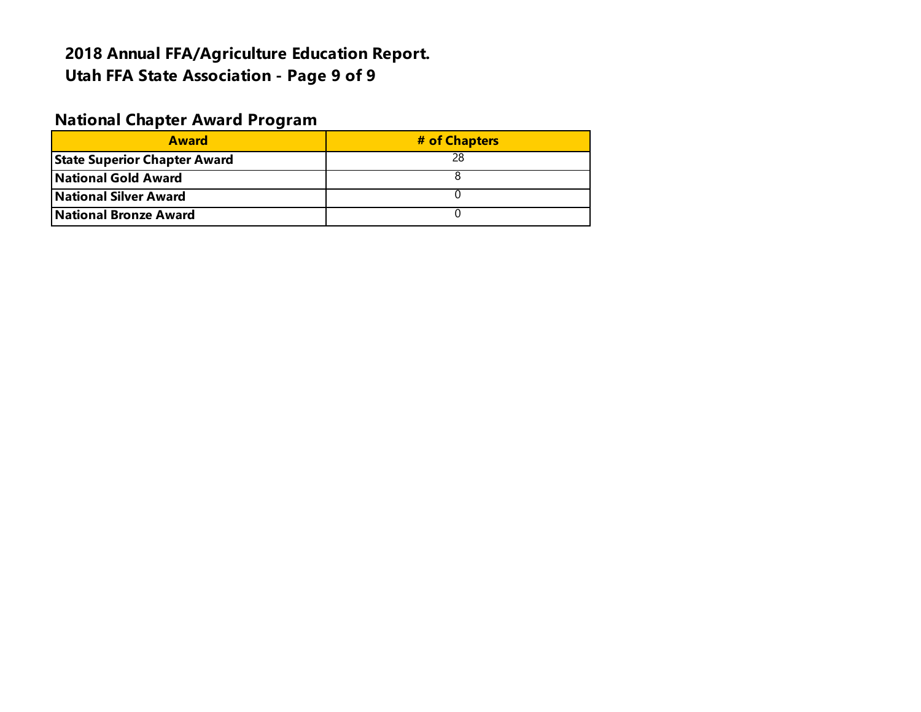**2018 Annual FFA/Agriculture Education Report.**

**Utah FFA State Association - Page 9 of 9**

## National Chapter Award Program

| Award | # of Chapters |
|---|---|
| **State Superior Chapter Award** | 28 |
| **National Gold Award** | 8 |
| **National Silver Award** | 0 |
| **National Bronze Award** | 0 |